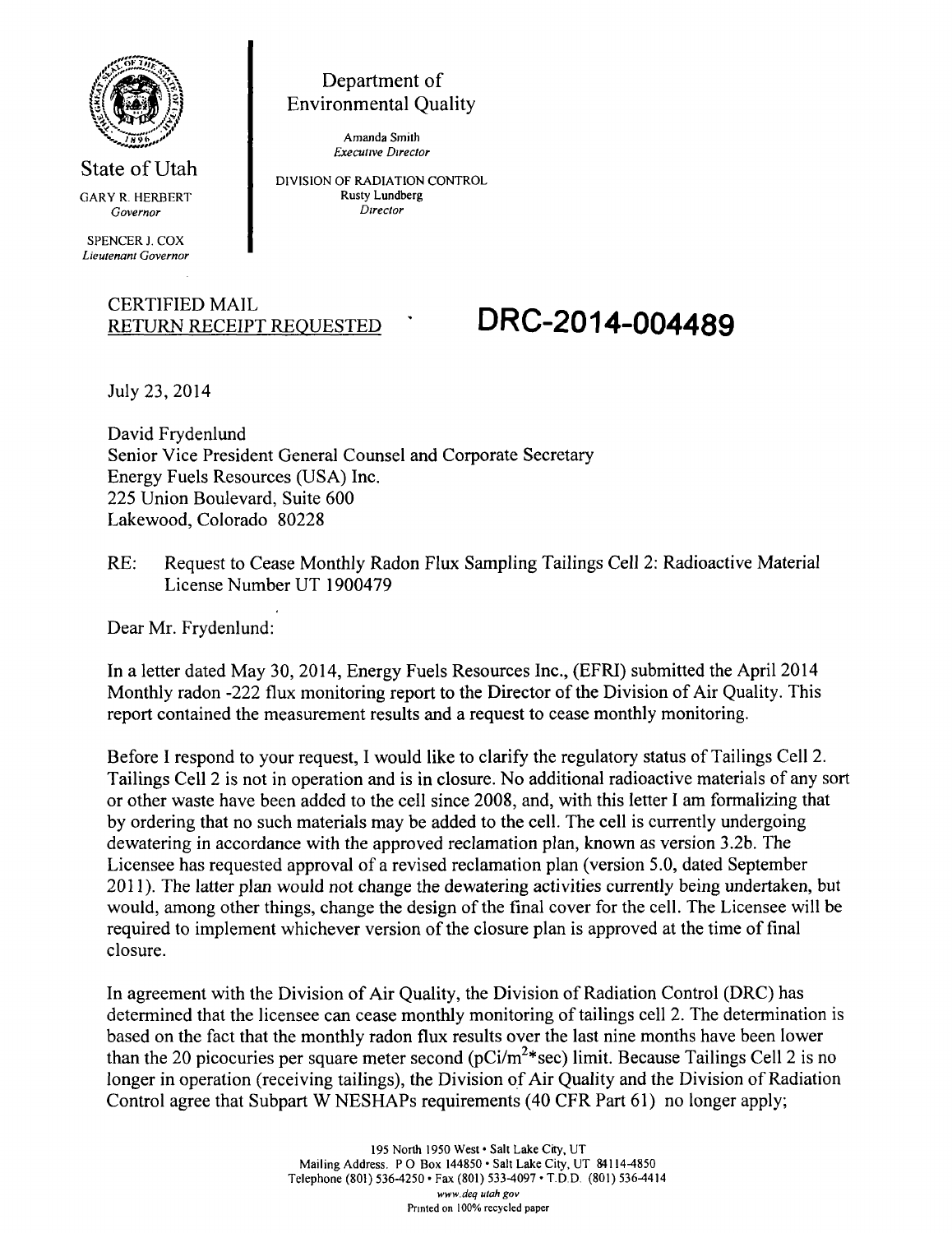State of Utah

GARY R. HERBERT
*Governor*

SPENCER J. COX
*Lieutenant Governor*

Department of
Environmental Quality

Amanda Smith
*Executive Director*

DIVISION OF RADIATION CONTROL
Rusty Lundberg
*Director*

CERTIFIED MAIL
RETURN RECEIPT REQUESTED

**DRC-2014-004489**

July 23, 2014

David Frydenlund
Senior Vice President General Counsel and Corporate Secretary
Energy Fuels Resources (USA) Inc.
225 Union Boulevard, Suite 600
Lakewood, Colorado 80228

RE: Request to Cease Monthly Radon Flux Sampling Tailings Cell 2: Radioactive Material License Number UT 1900479

Dear Mr. Frydenlund:

In a letter dated May 30, 2014, Energy Fuels Resources Inc., (EFRI) submitted the April 2014 Monthly radon -222 flux monitoring report to the Director of the Division of Air Quality. This report contained the measurement results and a request to cease monthly monitoring.

Before I respond to your request, I would like to clarify the regulatory status of Tailings Cell 2. Tailings Cell 2 is not in operation and is in closure. No additional radioactive materials of any sort or other waste have been added to the cell since 2008, and, with this letter I am formalizing that by ordering that no such materials may be added to the cell. The cell is currently undergoing dewatering in accordance with the approved reclamation plan, known as version 3.2b. The Licensee has requested approval of a revised reclamation plan (version 5.0, dated September 2011). The latter plan would not change the dewatering activities currently being undertaken, but would, among other things, change the design of the final cover for the cell. The Licensee will be required to implement whichever version of the closure plan is approved at the time of final closure.

In agreement with the Division of Air Quality, the Division of Radiation Control (DRC) has determined that the licensee can cease monthly monitoring of tailings cell 2. The determination is based on the fact that the monthly radon flux results over the last nine months have been lower than the 20 picocuries per square meter second ($pCi/m^2*sec$) limit. Because Tailings Cell 2 is no longer in operation (receiving tailings), the Division of Air Quality and the Division of Radiation Control agree that Subpart W NESHAPs requirements (40 CFR Part 61) no longer apply;

195 North 1950 West • Salt Lake City, UT
Mailing Address. P O Box 144850 • Salt Lake City, UT 84114-4850
Telephone (801) 536-4250 • Fax (801) 533-4097 • T.D.D. (801) 536-4414
www.deq.utah.gov
Printed on 100% recycled paper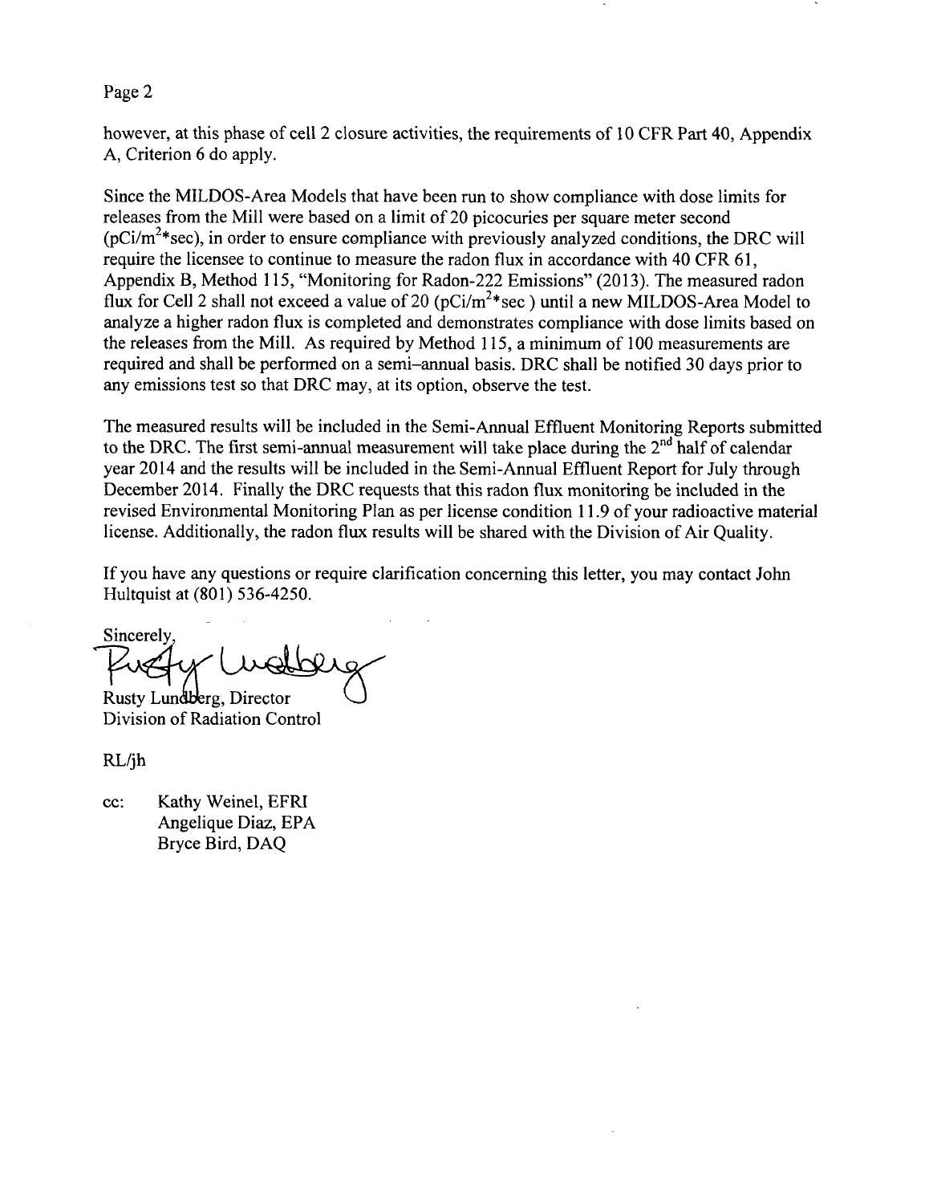however, at this phase of cell 2 closure activities, the requirements of 10 CFR Part 40, Appendix A, Criterion 6 do apply.

Since the MILDOS-Area Models that have been run to show compliance with dose limits for releases from the Mill were based on a limit of 20 picocuries per square meter second ($pCi/m^2*sec$), in order to ensure compliance with previously analyzed conditions, the DRC will require the licensee to continue to measure the radon flux in accordance with 40 CFR 61, Appendix B, Method 115, "Monitoring for Radon-222 Emissions" (2013). The measured radon flux for Cell 2 shall not exceed a value of 20 ($pCi/m^2*sec$ ) until a new MILDOS-Area Model to analyze a higher radon flux is completed and demonstrates compliance with dose limits based on the releases from the Mill. As required by Method 115, a minimum of 100 measurements are required and shall be performed on a semi–annual basis. DRC shall be notified 30 days prior to any emissions test so that DRC may, at its option, observe the test.

The measured results will be included in the Semi-Annual Effluent Monitoring Reports submitted to the DRC. The first semi-annual measurement will take place during the 2nd half of calendar year 2014 and the results will be included in the Semi-Annual Effluent Report for July through December 2014. Finally the DRC requests that this radon flux monitoring be included in the revised Environmental Monitoring Plan as per license condition 11.9 of your radioactive material license. Additionally, the radon flux results will be shared with the Division of Air Quality.

If you have any questions or require clarification concerning this letter, you may contact John Hultquist at (801) 536-4250.

Sincerely,

Rusty Lundberg, Director
Division of Radiation Control

RL/jh

cc: Kathy Weinel, EFRI
Angelique Diaz, EPA
Bryce Bird, DAQ